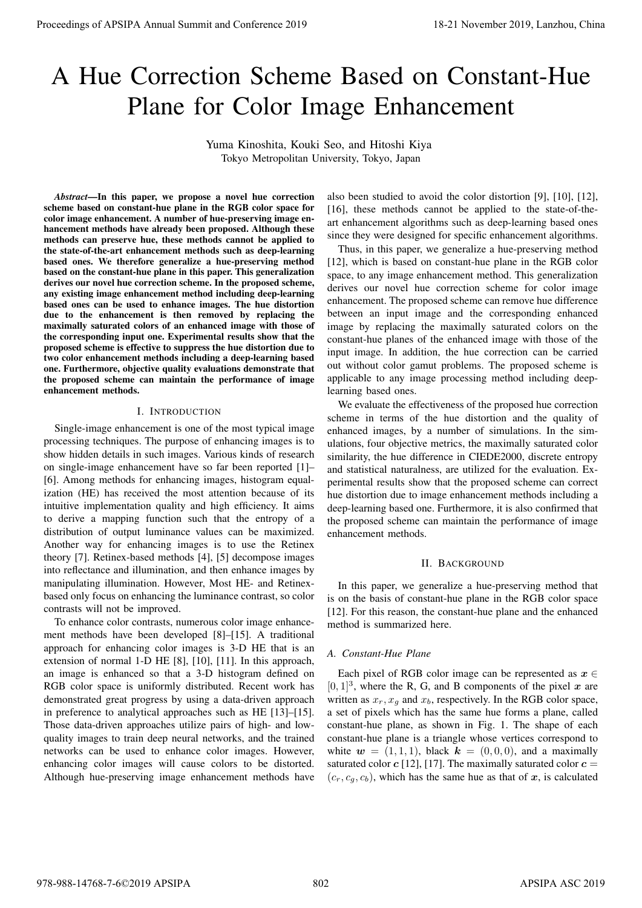# A Hue Correction Scheme Based on Constant-Hue Plane for Color Image Enhancement

Yuma Kinoshita, Kouki Seo, and Hitoshi Kiya
Tokyo Metropolitan University, Tokyo, Japan

***Abstract*—In this paper, we propose a novel hue correction scheme based on constant-hue plane in the RGB color space for color image enhancement. A number of hue-preserving image enhancement methods have already been proposed. Although these methods can preserve hue, these methods cannot be applied to the state-of-the-art enhancement methods such as deep-learning based ones. We therefore generalize a hue-preserving method based on the constant-hue plane in this paper. This generalization derives our novel hue correction scheme. In the proposed scheme, any existing image enhancement method including deep-learning based ones can be used to enhance images. The hue distortion due to the enhancement is then removed by replacing the maximally saturated colors of an enhanced image with those of the corresponding input one. Experimental results show that the proposed scheme is effective to suppress the hue distortion due to two color enhancement methods including a deep-learning based one. Furthermore, objective quality evaluations demonstrate that the proposed scheme can maintain the performance of image enhancement methods.**

## I. Introduction

Single-image enhancement is one of the most typical image processing techniques. The purpose of enhancing images is to show hidden details in such images. Various kinds of research on single-image enhancement have so far been reported [1]–[6]. Among methods for enhancing images, histogram equalization (HE) has received the most attention because of its intuitive implementation quality and high efficiency. It aims to derive a mapping function such that the entropy of a distribution of output luminance values can be maximized. Another way for enhancing images is to use the Retinex theory [7]. Retinex-based methods [4], [5] decompose images into reflectance and illumination, and then enhance images by manipulating illumination. However, Most HE- and Retinex-based only focus on enhancing the luminance contrast, so color contrasts will not be improved.

To enhance color contrasts, numerous color image enhancement methods have been developed [8]–[15]. A traditional approach for enhancing color images is 3-D HE that is an extension of normal 1-D HE [8], [10], [11]. In this approach, an image is enhanced so that a 3-D histogram defined on RGB color space is uniformly distributed. Recent work has demonstrated great progress by using a data-driven approach in preference to analytical approaches such as HE [13]–[15]. Those data-driven approaches utilize pairs of high- and low-quality images to train deep neural networks, and the trained networks can be used to enhance color images. However, enhancing color images will cause colors to be distorted. Although hue-preserving image enhancement methods have also been studied to avoid the color distortion [9], [10], [12], [16], these methods cannot be applied to the state-of-the-art enhancement algorithms such as deep-learning based ones since they were designed for specific enhancement algorithms.

Thus, in this paper, we generalize a hue-preserving method [12], which is based on constant-hue plane in the RGB color space, to any image enhancement method. This generalization derives our novel hue correction scheme for color image enhancement. The proposed scheme can remove hue difference between an input image and the corresponding enhanced image by replacing the maximally saturated colors on the constant-hue planes of the enhanced image with those of the input image. In addition, the hue correction can be carried out without color gamut problems. The proposed scheme is applicable to any image processing method including deep-learning based ones.

We evaluate the effectiveness of the proposed hue correction scheme in terms of the hue distortion and the quality of enhanced images, by a number of simulations. In the simulations, four objective metrics, the maximally saturated color similarity, the hue difference in CIEDE2000, discrete entropy and statistical naturalness, are utilized for the evaluation. Experimental results show that the proposed scheme can correct hue distortion due to image enhancement methods including a deep-learning based one. Furthermore, it is also confirmed that the proposed scheme can maintain the performance of image enhancement methods.

## II. Background

In this paper, we generalize a hue-preserving method that is on the basis of constant-hue plane in the RGB color space [12]. For this reason, the constant-hue plane and the enhanced method is summarized here.

### *A. Constant-Hue Plane*

Each pixel of RGB color image can be represented as $\boldsymbol{x} \in [0, 1]^3$, where the R, G, and B components of the pixel $\boldsymbol{x}$ are written as $x_r, x_g$ and $x_b$, respectively. In the RGB color space, a set of pixels which has the same hue forms a plane, called constant-hue plane, as shown in Fig. 1. The shape of each constant-hue plane is a triangle whose vertices correspond to white $\boldsymbol{w} = (1, 1, 1)$, black $\boldsymbol{k} = (0, 0, 0)$, and a maximally saturated color $\boldsymbol{c}$ [12], [17]. The maximally saturated color $\boldsymbol{c} = (c_r, c_g, c_b)$, which has the same hue as that of $\boldsymbol{x}$, is calculated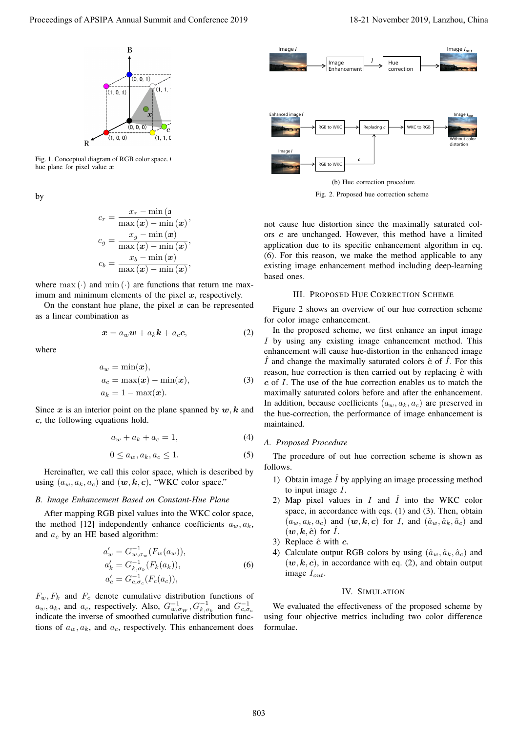Fig. 1. Conceptual diagram of RGB color space. ( hue plane for pixel value $\boldsymbol{x}$

by

$$c_r = \frac{x_r - \min(\boldsymbol{x})}{\max(\boldsymbol{x}) - \min(\boldsymbol{x})},$$
$$c_g = \frac{x_g - \min(\boldsymbol{x})}{\max(\boldsymbol{x}) - \min(\boldsymbol{x})},$$
$$c_b = \frac{x_b - \min(\boldsymbol{x})}{\max(\boldsymbol{x}) - \min(\boldsymbol{x})},$$

where $\max(\cdot)$ and $\min(\cdot)$ are functions that return the maximum and minimum elements of the pixel $\boldsymbol{x}$, respectively.

On the constant hue plane, the pixel $\boldsymbol{x}$ can be represented as a linear combination as

$$\boldsymbol{x} = a_w \boldsymbol{w} + a_k \boldsymbol{k} + a_c \boldsymbol{c}, \tag{2}$$

where

$$\begin{aligned} a_w &= \min(\boldsymbol{x}), \\ a_c &= \max(\boldsymbol{x}) - \min(\boldsymbol{x}), \\ a_k &= 1 - \max(\boldsymbol{x}). \end{aligned} \tag{3}$$

Since $\boldsymbol{x}$ is an interior point on the plane spanned by $\boldsymbol{w}, \boldsymbol{k}$ and $\boldsymbol{c}$, the following equations hold.

$$a_w + a_k + a_c = 1, \tag{4}$$

$$0 \leq a_w, a_k, a_c \leq 1. \tag{5}$$

Hereinafter, we call this color space, which is described by using $(a_w, a_k, a_c)$ and $(\boldsymbol{w}, \boldsymbol{k}, \boldsymbol{c})$, "WKC color space."

### *B. Image Enhancement Based on Constant-Hue Plane*

After mapping RGB pixel values into the WKC color space, the method [12] independently enhance coefficients $a_w, a_k$, and $a_c$ by an HE based algorithm:

$$\begin{aligned} a'_w &= G^{-1}_{w,\sigma_w}(F_w(a_w)), \\ a'_k &= G^{-1}_{k,\sigma_k}(F_k(a_k)), \\ a'_c &= G^{-1}_{c,\sigma_c}(F_c(a_c)), \end{aligned} \tag{6}$$

$F_w, F_k$ and $F_c$ denote cumulative distribution functions of $a_w, a_k$, and $a_c$, respectively. Also, $G^{-1}_{w,\sigma_W}, G^{-1}_{k,\sigma_k}$ and $G^{-1}_{c,\sigma_c}$ indicate the inverse of smoothed cumulative distribution functions of $a_w, a_k$, and $a_c$, respectively. This enhancement does not cause hue distortion since the maximally saturated colors $\boldsymbol{c}$ are unchanged. However, this method have a limited application due to its specific enhancement algorithm in eq. (6). For this reason, we make the method applicable to any existing image enhancement method including deep-learning based ones.

(b) Hue correction procedure

Fig. 2. Proposed hue correction scheme

## III. Proposed Hue Correction Scheme

Figure 2 shows an overview of our hue correction scheme for color image enhancement.

In the proposed scheme, we first enhance an input image $I$ by using any existing image enhancement method. This enhancement will cause hue-distortion in the enhanced image $\hat{I}$ and change the maximally saturated colors $\hat{\boldsymbol{c}}$ of $\hat{I}$. For this reason, hue correction is then carried out by replacing $\hat{\boldsymbol{c}}$ with $\boldsymbol{c}$ of $I$. The use of the hue correction enables us to match the maximally saturated colors before and after the enhancement. In addition, because coefficients $(a_w, a_k, a_c)$ are preserved in the hue-correction, the performance of image enhancement is maintained.

### *A. Proposed Procedure*

The procedure of out hue correction scheme is shown as follows.

1) Obtain image $\hat{I}$ by applying an image processing method to input image $I$.
2) Map pixel values in $I$ and $\hat{I}$ into the WKC color space, in accordance with eqs. (1) and (3). Then, obtain $(a_w, a_k, a_c)$ and $(\boldsymbol{w}, \boldsymbol{k}, \boldsymbol{c})$ for $I$, and $(\hat{a}_w, \hat{a}_k, \hat{a}_c)$ and $(\boldsymbol{w}, \boldsymbol{k}, \hat{\boldsymbol{c}})$ for $\hat{I}$.
3) Replace $\hat{\boldsymbol{c}}$ with $\boldsymbol{c}$.
4) Calculate output RGB colors by using $(\hat{a}_w, \hat{a}_k, \hat{a}_c)$ and $(\boldsymbol{w}, \boldsymbol{k}, \boldsymbol{c})$, in accordance with eq. (2), and obtain output image $I_{out}$.

## IV. Simulation

We evaluated the effectiveness of the proposed scheme by using four objective metrics including two color difference formulae.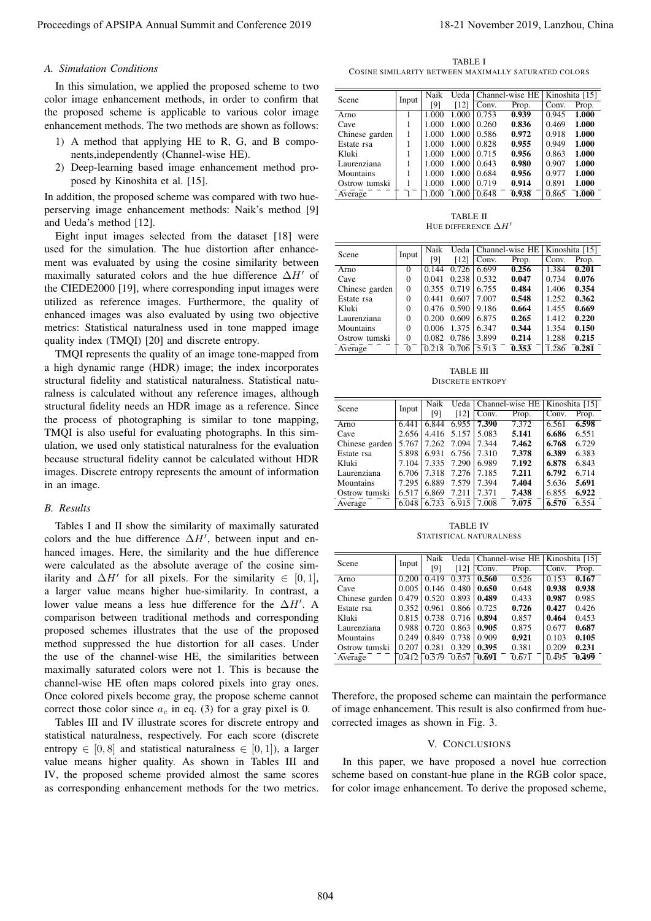### A. Simulation Conditions

In this simulation, we applied the proposed scheme to two color image enhancement methods, in order to confirm that the proposed scheme is applicable to various color image enhancement methods. The two methods are shown as follows:

1) A method that applying HE to R, G, and B components,independently (Channel-wise HE).
2) Deep-learning based image enhancement method proposed by Kinoshita et al. [15].

In addition, the proposed scheme was compared with two hue-perserving image enhancement methods: Naik's method [9] and Ueda's method [12].

Eight input images selected from the dataset [18] were used for the simulation. The hue distortion after enhancement was evaluated by using the cosine similarity between maximally saturated colors and the hue difference $\Delta H'$ of the CIEDE2000 [19], where corresponding input images were utilized as reference images. Furthermore, the quality of enhanced images was also evaluated by using two objective metrics: Statistical naturalness used in tone mapped image quality index (TMQI) [20] and discrete entropy.

TMQI represents the quality of an image tone-mapped from a high dynamic range (HDR) image; the index incorporates structural fidelity and statistical naturalness. Statistical naturalness is calculated without any reference images, although structural fidelity needs an HDR image as a reference. Since the process of photographing is similar to tone mapping, TMQI is also useful for evaluating photographs. In this simulation, we used only statistical naturalness for the evaluation because structural fidelity cannot be calculated without HDR images. Discrete entropy represents the amount of information in an image.

### B. Results

Tables I and II show the similarity of maximally saturated colors and the hue difference $\Delta H'$, between input and enhanced images. Here, the similarity and the hue difference were calculated as the absolute average of the cosine similarity and $\Delta H'$ for all pixels. For the similarity $\in [0, 1]$, a larger value means higher hue-similarity. In contrast, a lower value means a less hue difference for the $\Delta H'$. A comparison between traditional methods and corresponding proposed schemes illustrates that the use of the proposed method suppressed the hue distortion for all cases. Under the use of the channel-wise HE, the similarities between maximally saturated colors were not 1. This is because the channel-wise HE often maps colored pixels into gray ones. Once colored pixels become gray, the propose scheme cannot correct those color since $a_c$ in eq. (3) for a gray pixel is 0.

Tables III and IV illustrate scores for discrete entropy and statistical naturalness, respectively. For each score (discrete entropy $\in [0, 8]$ and statistical naturalness $\in [0, 1]$), a larger value means higher quality. As shown in Tables III and IV, the proposed scheme provided almost the same scores as corresponding enhancement methods for the two metrics. Therefore, the proposed scheme can maintain the performance of image enhancement. This result is also confirmed from hue-corrected images as shown in Fig. 3.

TABLE I
COSINE SIMILARITY BETWEEN MAXIMALLY SATURATED COLORS

| Scene | Input | Naik [9] | Ueda [12] | Channel-wise HE | | Kinoshita [15] | |
|---|---|---|---|---|---|---|---|
| | | | | Conv. | Prop. | Conv. | Prop. |
| Arno | 1 | 1.000 | 1.000 | 0.753 | **0.939** | 0.945 | **1.000** |
| Cave | 1 | 1.000 | 1.000 | 0.260 | **0.836** | 0.469 | **1.000** |
| Chinese garden | 1 | 1.000 | 1.000 | 0.586 | **0.972** | 0.918 | **1.000** |
| Estate rsa | 1 | 1.000 | 1.000 | 0.828 | **0.955** | 0.949 | **1.000** |
| Kluki | 1 | 1.000 | 1.000 | 0.715 | **0.956** | 0.863 | **1.000** |
| Laurenziana | 1 | 1.000 | 1.000 | 0.643 | **0.980** | 0.907 | **1.000** |
| Mountains | 1 | 1.000 | 1.000 | 0.684 | **0.956** | 0.977 | **1.000** |
| Ostrow tumski | 1 | 1.000 | 1.000 | 0.719 | **0.914** | 0.891 | **1.000** |
| Average | 1 | 1.000 | 1.000 | 0.648 | **0.938** | 0.865 | **1.000** |

TABLE II
HUE DIFFERENCE $\Delta H'$

| Scene | Input | Naik [9] | Ueda [12] | Channel-wise HE | | Kinoshita [15] | |
|---|---|---|---|---|---|---|---|
| | | | | Conv. | Prop. | Conv. | Prop. |
| Arno | 0 | 0.144 | 0.726 | 6.699 | **0.256** | 1.384 | **0.201** |
| Cave | 0 | 0.041 | 0.238 | 0.532 | **0.047** | 0.734 | **0.076** |
| Chinese garden | 0 | 0.355 | 0.719 | 6.755 | **0.484** | 1.406 | **0.354** |
| Estate rsa | 0 | 0.441 | 0.607 | 7.007 | **0.548** | 1.252 | **0.362** |
| Kluki | 0 | 0.476 | 0.590 | 9.186 | **0.664** | 1.455 | **0.669** |
| Laurenziana | 0 | 0.200 | 0.609 | 6.875 | **0.265** | 1.412 | **0.220** |
| Mountains | 0 | 0.006 | 1.375 | 6.347 | **0.344** | 1.354 | **0.150** |
| Ostrow tumski | 0 | 0.082 | 0.786 | 3.899 | **0.214** | 1.288 | **0.215** |
| Average | 0 | 0.218 | 0.706 | 5.913 | **0.353** | 1.286 | **0.281** |

TABLE III
DISCRETE ENTROPY

| Scene | Input | Naik [9] | Ueda [12] | Channel-wise HE | | Kinoshita [15] | |
|---|---|---|---|---|---|---|---|
| | | | | Conv. | Prop. | Conv. | Prop. |
| Arno | 6.441 | 6.844 | 6.955 | **7.390** | 7.372 | 6.561 | **6.598** |
| Cave | 2.656 | 4.416 | 5.157 | 5.083 | **5.141** | **6.686** | 6.551 |
| Chinese garden | 5.767 | 7.262 | 7.094 | 7.344 | **7.462** | **6.768** | 6.729 |
| Estate rsa | 5.898 | 6.931 | 6.756 | 7.310 | **7.378** | **6.389** | 6.383 |
| Kluki | 7.104 | 7.335 | 7.290 | 6.989 | **7.192** | **6.878** | 6.843 |
| Laurenziana | 6.706 | 7.318 | 7.276 | 7.185 | **7.211** | **6.792** | 6.714 |
| Mountains | 7.295 | 6.889 | 7.579 | 7.394 | **7.404** | 5.636 | **5.691** |
| Ostrow tumski | 6.517 | 6.869 | 7.211 | 7.371 | **7.438** | 6.855 | **6.922** |
| Average | 6.048 | 6.733 | 6.915 | 7.008 | **7.075** | **6.570** | 6.554 |

TABLE IV
STATISTICAL NATURALNESS

| Scene | Input | Naik [9] | Ueda [12] | Channel-wise HE | | Kinoshita [15] | |
|---|---|---|---|---|---|---|---|
| | | | | Conv. | Prop. | Conv. | Prop. |
| Arno | 0.200 | 0.419 | 0.373 | **0.560** | 0.526 | 0.153 | **0.167** |
| Cave | 0.005 | 0.146 | 0.480 | **0.650** | 0.648 | **0.938** | **0.938** |
| Chinese garden | 0.479 | 0.520 | 0.893 | **0.489** | 0.433 | **0.987** | 0.985 |
| Estate rsa | 0.352 | 0.961 | 0.866 | 0.725 | **0.726** | **0.427** | 0.426 |
| Kluki | 0.815 | 0.738 | 0.716 | **0.894** | 0.857 | **0.464** | 0.453 |
| Laurenziana | 0.988 | 0.720 | 0.863 | **0.905** | 0.875 | 0.677 | **0.687** |
| Mountains | 0.249 | 0.849 | 0.738 | 0.909 | **0.921** | 0.103 | **0.105** |
| Ostrow tumski | 0.207 | 0.281 | 0.329 | **0.395** | 0.381 | 0.209 | **0.231** |
| Average | 0.412 | 0.579 | 0.657 | **0.691** | 0.671 | 0.495 | **0.499** |

## V. CONCLUSIONS

In this paper, we have proposed a novel hue correction scheme based on constant-hue plane in the RGB color space, for color image enhancement. To derive the proposed scheme,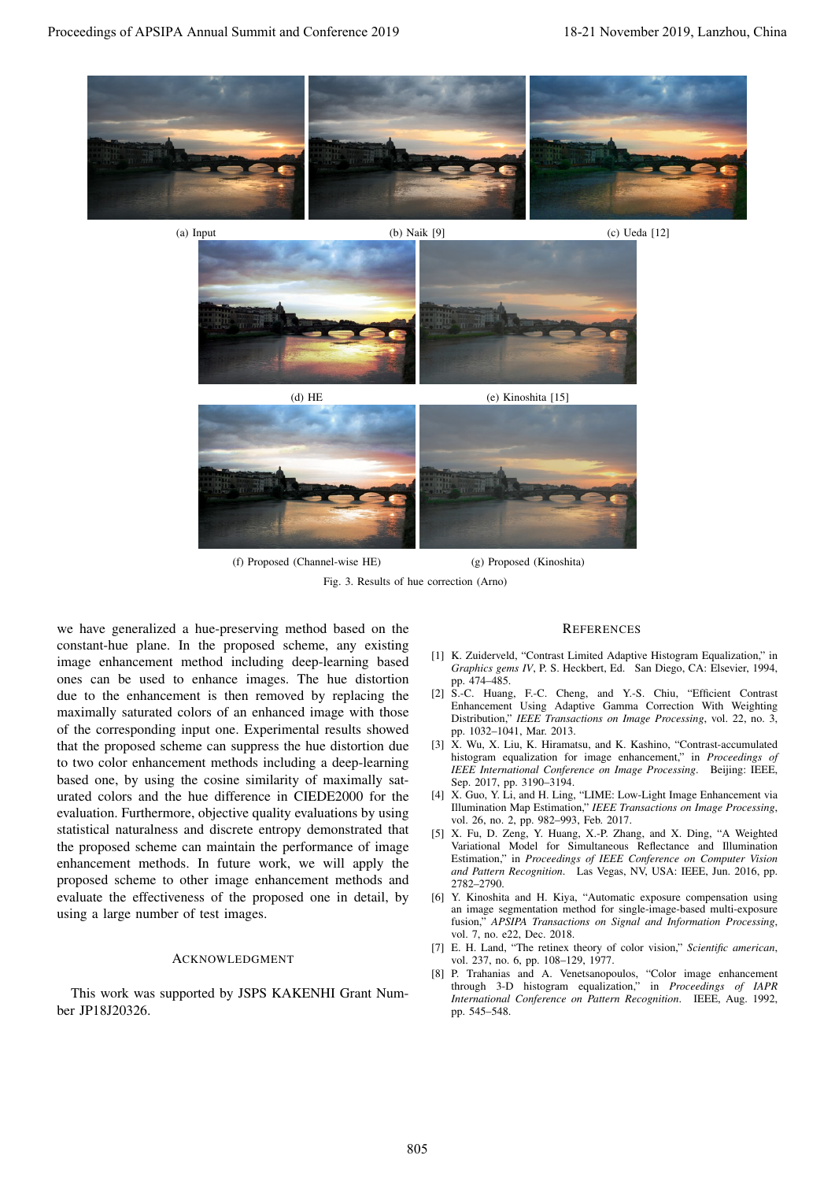(a) Input

(b) Naik [9]

(c) Ueda [12]

(d) HE

(e) Kinoshita [15]

(f) Proposed (Channel-wise HE)

(g) Proposed (Kinoshita)

Fig. 3. Results of hue correction (Arno)

we have generalized a hue-preserving method based on the constant-hue plane. In the proposed scheme, any existing image enhancement method including deep-learning based ones can be used to enhance images. The hue distortion due to the enhancement is then removed by replacing the maximally saturated colors of an enhanced image with those of the corresponding input one. Experimental results showed that the proposed scheme can suppress the hue distortion due to two color enhancement methods including a deep-learning based one, by using the cosine similarity of maximally saturated colors and the hue difference in CIEDE2000 for the evaluation. Furthermore, objective quality evaluations by using statistical naturalness and discrete entropy demonstrated that the proposed scheme can maintain the performance of image enhancement methods. In future work, we will apply the proposed scheme to other image enhancement methods and evaluate the effectiveness of the proposed one in detail, by using a large number of test images.

## Acknowledgment

This work was supported by JSPS KAKENHI Grant Number JP18J20326.

## References

[1] K. Zuiderveld, "Contrast Limited Adaptive Histogram Equalization," in *Graphics gems IV*, P. S. Heckbert, Ed. San Diego, CA: Elsevier, 1994, pp. 474–485.

[2] S.-C. Huang, F.-C. Cheng, and Y.-S. Chiu, "Efficient Contrast Enhancement Using Adaptive Gamma Correction With Weighting Distribution," *IEEE Transactions on Image Processing*, vol. 22, no. 3, pp. 1032–1041, Mar. 2013.

[3] X. Wu, X. Liu, K. Hiramatsu, and K. Kashino, "Contrast-accumulated histogram equalization for image enhancement," in *Proceedings of IEEE International Conference on Image Processing*. Beijing: IEEE, Sep. 2017, pp. 3190–3194.

[4] X. Guo, Y. Li, and H. Ling, "LIME: Low-Light Image Enhancement via Illumination Map Estimation," *IEEE Transactions on Image Processing*, vol. 26, no. 2, pp. 982–993, Feb. 2017.

[5] X. Fu, D. Zeng, Y. Huang, X.-P. Zhang, and X. Ding, "A Weighted Variational Model for Simultaneous Reflectance and Illumination Estimation," in *Proceedings of IEEE Conference on Computer Vision and Pattern Recognition*. Las Vegas, NV, USA: IEEE, Jun. 2016, pp. 2782–2790.

[6] Y. Kinoshita and H. Kiya, "Automatic exposure compensation using an image segmentation method for single-image-based multi-exposure fusion," *APSIPA Transactions on Signal and Information Processing*, vol. 7, no. e22, Dec. 2018.

[7] E. H. Land, "The retinex theory of color vision," *Scientific american*, vol. 237, no. 6, pp. 108–129, 1977.

[8] P. Trahanias and A. Venetsanopoulos, "Color image enhancement through 3-D histogram equalization," in *Proceedings of IAPR International Conference on Pattern Recognition*. IEEE, Aug. 1992, pp. 545–548.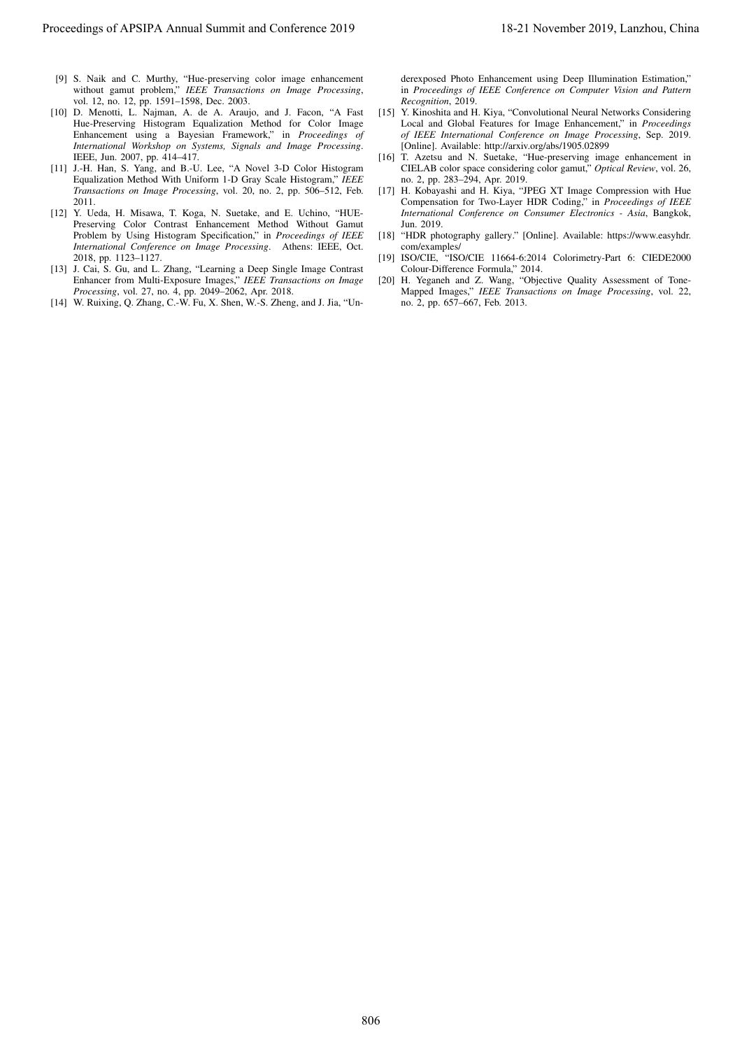[9] S. Naik and C. Murthy, "Hue-preserving color image enhancement without gamut problem," *IEEE Transactions on Image Processing*, vol. 12, no. 12, pp. 1591–1598, Dec. 2003.

[10] D. Menotti, L. Najman, A. de A. Araujo, and J. Facon, "A Fast Hue-Preserving Histogram Equalization Method for Color Image Enhancement using a Bayesian Framework," in *Proceedings of International Workshop on Systems, Signals and Image Processing*. IEEE, Jun. 2007, pp. 414–417.

[11] J.-H. Han, S. Yang, and B.-U. Lee, "A Novel 3-D Color Histogram Equalization Method With Uniform 1-D Gray Scale Histogram," *IEEE Transactions on Image Processing*, vol. 20, no. 2, pp. 506–512, Feb. 2011.

[12] Y. Ueda, H. Misawa, T. Koga, N. Suetake, and E. Uchino, "HUE-Preserving Color Contrast Enhancement Method Without Gamut Problem by Using Histogram Specification," in *Proceedings of IEEE International Conference on Image Processing*. Athens: IEEE, Oct. 2018, pp. 1123–1127.

[13] J. Cai, S. Gu, and L. Zhang, "Learning a Deep Single Image Contrast Enhancer from Multi-Exposure Images," *IEEE Transactions on Image Processing*, vol. 27, no. 4, pp. 2049–2062, Apr. 2018.

[14] W. Ruixing, Q. Zhang, C.-W. Fu, X. Shen, W.-S. Zheng, and J. Jia, "Underexposed Photo Enhancement using Deep Illumination Estimation," in *Proceedings of IEEE Conference on Computer Vision and Pattern Recognition*, 2019.

[15] Y. Kinoshita and H. Kiya, "Convolutional Neural Networks Considering Local and Global Features for Image Enhancement," in *Proceedings of IEEE International Conference on Image Processing*, Sep. 2019. [Online]. Available: http://arxiv.org/abs/1905.02899

[16] T. Azetsu and N. Suetake, "Hue-preserving image enhancement in CIELAB color space considering color gamut," *Optical Review*, vol. 26, no. 2, pp. 283–294, Apr. 2019.

[17] H. Kobayashi and H. Kiya, "JPEG XT Image Compression with Hue Compensation for Two-Layer HDR Coding," in *Proceedings of IEEE International Conference on Consumer Electronics - Asia*, Bangkok, Jun. 2019.

[18] "HDR photography gallery." [Online]. Available: https://www.easyhdr.com/examples/

[19] ISO/CIE, "ISO/CIE 11664-6:2014 Colorimetry-Part 6: CIEDE2000 Colour-Difference Formula," 2014.

[20] H. Yeganeh and Z. Wang, "Objective Quality Assessment of Tone-Mapped Images," *IEEE Transactions on Image Processing*, vol. 22, no. 2, pp. 657–667, Feb. 2013.